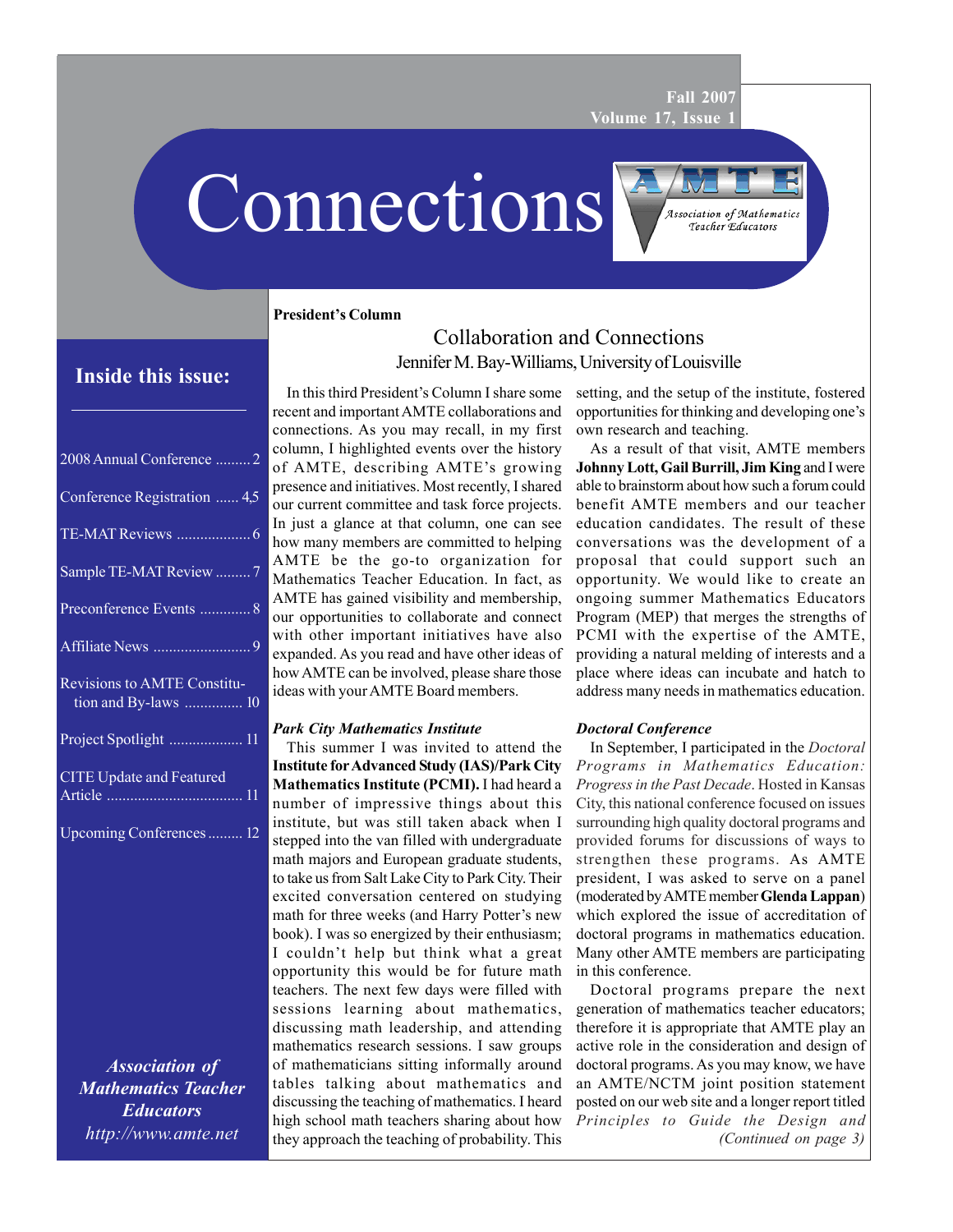Fall 2007
Volume 17, Issue 1

# Connections

Association of Mathematics Teacher Educators

## Inside this issue:

- 2008 Annual Conference ......... 2
- Conference Registration ...... 4,5
- TE-MAT Reviews ................... 6
- Sample TE-MAT Review ......... 7
- Preconference Events ............. 8
- Affiliate News ......................... 9
- Revisions to AMTE Constitution and By-laws ............... 10
- Project Spotlight ................... 11
- CITE Update and Featured Article ................................... 11
- Upcoming Conferences ......... 12

***Association of Mathematics Teacher Educators***

*http://www.amte.net*

**President's Column**

## Collaboration and Connections

Jennifer M. Bay-Williams, University of Louisville

In this third President's Column I share some recent and important AMTE collaborations and connections. As you may recall, in my first column, I highlighted events over the history of AMTE, describing AMTE's growing presence and initiatives. Most recently, I shared our current committee and task force projects. In just a glance at that column, one can see how many members are committed to helping AMTE be the go-to organization for Mathematics Teacher Education. In fact, as AMTE has gained visibility and membership, our opportunities to collaborate and connect with other important initiatives have also expanded. As you read and have other ideas of how AMTE can be involved, please share those ideas with your AMTE Board members.

### *Park City Mathematics Institute*

This summer I was invited to attend the **Institute for Advanced Study (IAS)/Park City Mathematics Institute (PCMI).** I had heard a number of impressive things about this institute, but was still taken aback when I stepped into the van filled with undergraduate math majors and European graduate students, to take us from Salt Lake City to Park City. Their excited conversation centered on studying math for three weeks (and Harry Potter's new book). I was so energized by their enthusiasm; I couldn't help but think what a great opportunity this would be for future math teachers. The next few days were filled with sessions learning about mathematics, discussing math leadership, and attending mathematics research sessions. I saw groups of mathematicians sitting informally around tables talking about mathematics and discussing the teaching of mathematics. I heard high school math teachers sharing about how they approach the teaching of probability. This setting, and the setup of the institute, fostered opportunities for thinking and developing one's own research and teaching.

As a result of that visit, AMTE members **Johnny Lott, Gail Burrill, Jim King** and I were able to brainstorm about how such a forum could benefit AMTE members and our teacher education candidates. The result of these conversations was the development of a proposal that could support such an opportunity. We would like to create an ongoing summer Mathematics Educators Program (MEP) that merges the strengths of PCMI with the expertise of the AMTE, providing a natural melding of interests and a place where ideas can incubate and hatch to address many needs in mathematics education.

### *Doctoral Conference*

In September, I participated in the *Doctoral Programs in Mathematics Education: Progress in the Past Decade*. Hosted in Kansas City, this national conference focused on issues surrounding high quality doctoral programs and provided forums for discussions of ways to strengthen these programs. As AMTE president, I was asked to serve on a panel (moderated by AMTE member **Glenda Lappan**) which explored the issue of accreditation of doctoral programs in mathematics education. Many other AMTE members are participating in this conference.

Doctoral programs prepare the next generation of mathematics teacher educators; therefore it is appropriate that AMTE play an active role in the consideration and design of doctoral programs. As you may know, we have an AMTE/NCTM joint position statement posted on our web site and a longer report titled *Principles to Guide the Design and*

*(Continued on page 3)*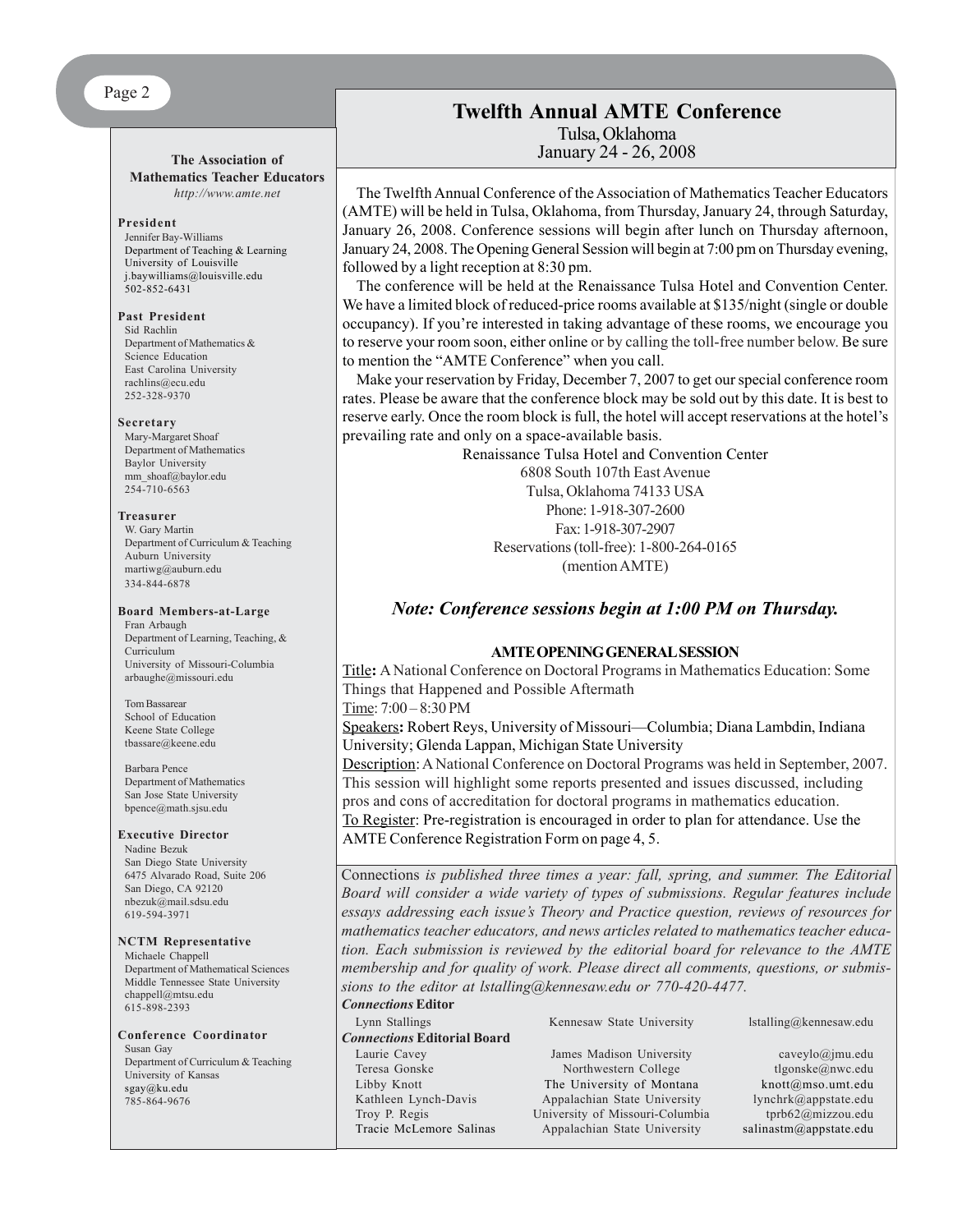**The Association of Mathematics Teacher Educators**

*http://www.amte.net*

**President**
Jennifer Bay-Williams
Department of Teaching & Learning
University of Louisville
j.baywilliams@louisville.edu
502-852-6431

**Past President**
Sid Rachlin
Department of Mathematics & Science Education
East Carolina University
rachlins@ecu.edu
252-328-9370

**Secretary**
Mary-Margaret Shoaf
Department of Mathematics
Baylor University
mm_shoaf@baylor.edu
254-710-6563

**Treasurer**
W. Gary Martin
Department of Curriculum & Teaching
Auburn University
martiwg@auburn.edu
334-844-6878

**Board Members-at-Large**
Fran Arbaugh
Department of Learning, Teaching, & Curriculum
University of Missouri-Columbia
arbaughe@missouri.edu

Tom Bassarear
School of Education
Keene State College
tbassare@keene.edu

Barbara Pence
Department of Mathematics
San Jose State University
bpence@math.sjsu.edu

**Executive Director**
Nadine Bezuk
San Diego State University
6475 Alvarado Road, Suite 206
San Diego, CA 92120
nbezuk@mail.sdsu.edu
619-594-3971

**NCTM Representative**
Michaele Chappell
Department of Mathematical Sciences
Middle Tennessee State University
chappell@mtsu.edu
615-898-2393

**Conference Coordinator**
Susan Gay
Department of Curriculum & Teaching
University of Kansas
sgay@ku.edu
785-864-9676

# Twelfth Annual AMTE Conference

Tulsa, Oklahoma
January 24 - 26, 2008

The Twelfth Annual Conference of the Association of Mathematics Teacher Educators (AMTE) will be held in Tulsa, Oklahoma, from Thursday, January 24, through Saturday, January 26, 2008. Conference sessions will begin after lunch on Thursday afternoon, January 24, 2008. The Opening General Session will begin at 7:00 pm on Thursday evening, followed by a light reception at 8:30 pm.

The conference will be held at the Renaissance Tulsa Hotel and Convention Center. We have a limited block of reduced-price rooms available at $135/night (single or double occupancy). If you're interested in taking advantage of these rooms, we encourage you to reserve your room soon, either online or by calling the toll-free number below. Be sure to mention the "AMTE Conference" when you call.

Make your reservation by Friday, December 7, 2007 to get our special conference room rates. Please be aware that the conference block may be sold out by this date. It is best to reserve early. Once the room block is full, the hotel will accept reservations at the hotel's prevailing rate and only on a space-available basis.

Renaissance Tulsa Hotel and Convention Center
6808 South 107th East Avenue
Tulsa, Oklahoma 74133 USA
Phone: 1-918-307-2600
Fax: 1-918-307-2907
Reservations (toll-free): 1-800-264-0165
(mention AMTE)

***Note: Conference sessions begin at 1:00 PM on Thursday.***

**AMTE OPENING GENERAL SESSION**

Title**:** A National Conference on Doctoral Programs in Mathematics Education: Some Things that Happened and Possible Aftermath

Time: 7:00 – 8:30 PM

Speakers**:** Robert Reys, University of Missouri—Columbia; Diana Lambdin, Indiana University; Glenda Lappan, Michigan State University

Description: A National Conference on Doctoral Programs was held in September, 2007. This session will highlight some reports presented and issues discussed, including pros and cons of accreditation for doctoral programs in mathematics education.

To Register: Pre-registration is encouraged in order to plan for attendance. Use the AMTE Conference Registration Form on page 4, 5.

Connections *is published three times a year: fall, spring, and summer. The Editorial Board will consider a wide variety of types of submissions. Regular features include essays addressing each issue's Theory and Practice question, reviews of resources for mathematics teacher educators, and news articles related to mathematics teacher education. Each submission is reviewed by the editorial board for relevance to the AMTE membership and for quality of work. Please direct all comments, questions, or submissions to the editor at lstalling@kennesaw.edu or 770-420-4477.*

***Connections* Editor**

| | | |
|---|---|---|
| Lynn Stallings | Kennesaw State University | lstalling@kennesaw.edu |

***Connections* Editorial Board**

| | | |
|---|---|---|
| Laurie Cavey | James Madison University | caveylo@jmu.edu |
| Teresa Gonske | Northwestern College | tlgonske@nwc.edu |
| Libby Knott | The University of Montana | knott@mso.umt.edu |
| Kathleen Lynch-Davis | Appalachian State University | lynchrk@appstate.edu |
| Troy P. Regis | University of Missouri-Columbia | tprb62@mizzou.edu |
| Tracie McLemore Salinas | Appalachian State University | salinastm@appstate.edu |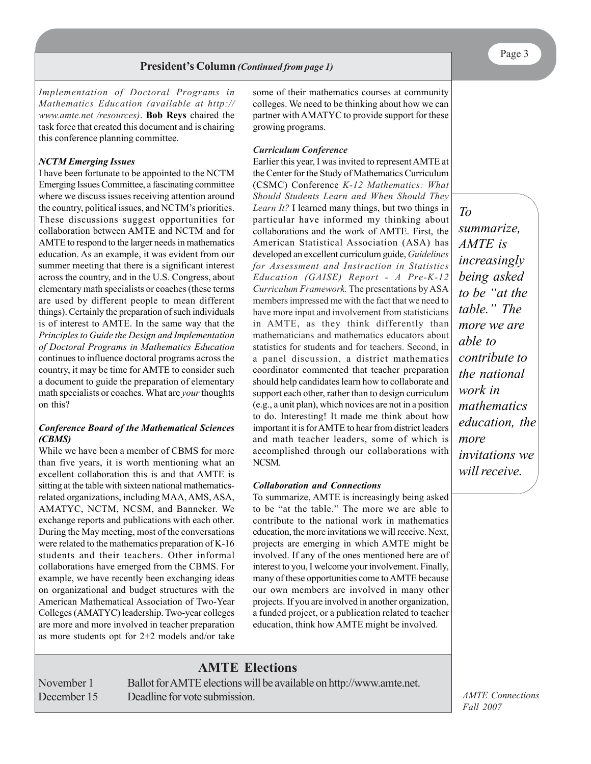## President's Column *(Continued from page 1)*

*Implementation of Doctoral Programs in Mathematics Education (available at http://www.amte.net /resources)*. **Bob Reys** chaired the task force that created this document and is chairing this conference planning committee.

***NCTM Emerging Issues***

I have been fortunate to be appointed to the NCTM Emerging Issues Committee, a fascinating committee where we discuss issues receiving attention around the country, political issues, and NCTM's priorities. These discussions suggest opportunities for collaboration between AMTE and NCTM and for AMTE to respond to the larger needs in mathematics education. As an example, it was evident from our summer meeting that there is a significant interest across the country, and in the U.S. Congress, about elementary math specialists or coaches (these terms are used by different people to mean different things). Certainly the preparation of such individuals is of interest to AMTE. In the same way that the *Principles to Guide the Design and Implementation of Doctoral Programs in Mathematics Education* continues to influence doctoral programs across the country, it may be time for AMTE to consider such a document to guide the preparation of elementary math specialists or coaches. What are *your* thoughts on this?

***Conference Board of the Mathematical Sciences (CBMS)***

While we have been a member of CBMS for more than five years, it is worth mentioning what an excellent collaboration this is and that AMTE is sitting at the table with sixteen national mathematics-related organizations, including MAA, AMS, ASA, AMATYC, NCTM, NCSM, and Banneker. We exchange reports and publications with each other. During the May meeting, most of the conversations were related to the mathematics preparation of K-16 students and their teachers. Other informal collaborations have emerged from the CBMS. For example, we have recently been exchanging ideas on organizational and budget structures with the American Mathematical Association of Two-Year Colleges (AMATYC) leadership. Two-year colleges are more and more involved in teacher preparation as more students opt for 2+2 models and/or take some of their mathematics courses at community colleges. We need to be thinking about how we can partner with AMATYC to provide support for these growing programs.

***Curriculum Conference***

Earlier this year, I was invited to represent AMTE at the Center for the Study of Mathematics Curriculum (CSMC) Conference *K-12 Mathematics: What Should Students Learn and When Should They Learn It?* I learned many things, but two things in particular have informed my thinking about collaborations and the work of AMTE. First, the American Statistical Association (ASA) has developed an excellent curriculum guide, *Guidelines for Assessment and Instruction in Statistics Education (GAISE) Report - A Pre-K-12 Curriculum Framework.* The presentations by ASA members impressed me with the fact that we need to have more input and involvement from statisticians in AMTE, as they think differently than mathematicians and mathematics educators about statistics for students and for teachers. Second, in a panel discussion, a district mathematics coordinator commented that teacher preparation should help candidates learn how to collaborate and support each other, rather than to design curriculum (e.g., a unit plan), which novices are not in a position to do. Interesting! It made me think about how important it is for AMTE to hear from district leaders and math teacher leaders, some of which is accomplished through our collaborations with NCSM.

***Collaboration and Connections***

To summarize, AMTE is increasingly being asked to be "at the table." The more we are able to contribute to the national work in mathematics education, the more invitations we will receive. Next, projects are emerging in which AMTE might be involved. If any of the ones mentioned here are of interest to you, I welcome your involvement. Finally, many of these opportunities come to AMTE because our own members are involved in many other projects. If you are involved in another organization, a funded project, or a publication related to teacher education, think how AMTE might be involved.

> *To summarize, AMTE is increasingly being asked to be "at the table." The more we are able to contribute to the national work in mathematics education, the more invitations we will receive.*

## AMTE Elections

| | |
|---|---|
| November 1 | Ballot for AMTE elections will be available on http://www.amte.net. |
| December 15 | Deadline for vote submission. |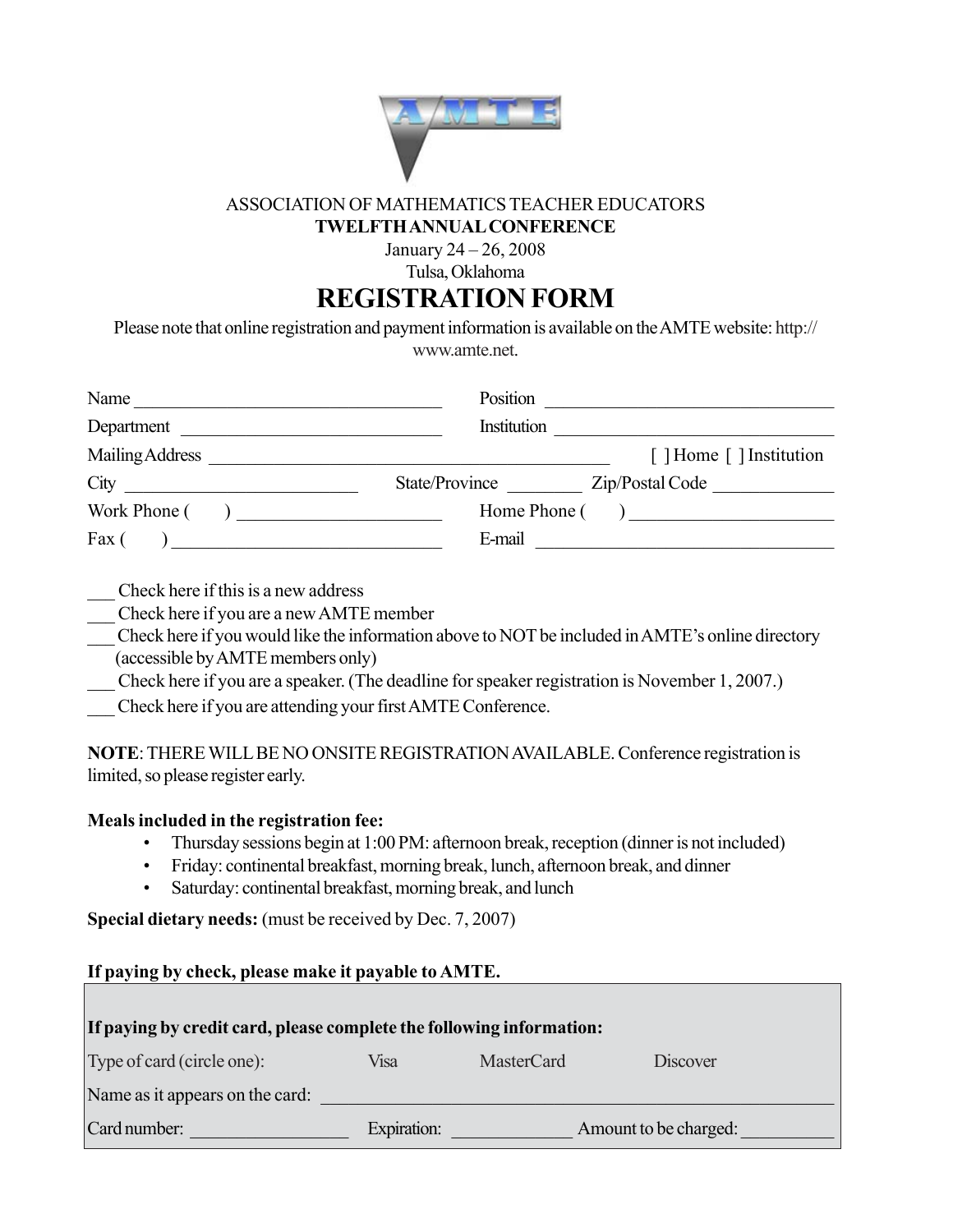ASSOCIATION OF MATHEMATICS TEACHER EDUCATORS

**TWELFTH ANNUAL CONFERENCE**

January 24 – 26, 2008

Tulsa, Oklahoma

# REGISTRATION FORM

Please note that online registration and payment information is available on the AMTE website: http://www.amte.net.

Name ________________________________ Position ________________________________

Department ___________________________ Institution ______________________________

Mailing Address ___________________________________________ [ ] Home [ ] Institution

City _________________________ State/Province ________ Zip/Postal Code _____________

Work Phone (     ) _____________________ Home Phone (     ) _____________________

Fax (     ) ____________________________ E-mail ________________________________

___ Check here if this is a new address

___ Check here if you are a new AMTE member

___ Check here if you would like the information above to NOT be included in AMTE's online directory (accessible by AMTE members only)

___ Check here if you are a speaker. (The deadline for speaker registration is November 1, 2007.)

___ Check here if you are attending your first AMTE Conference.

**NOTE**: THERE WILL BE NO ONSITE REGISTRATION AVAILABLE. Conference registration is limited, so please register early.

**Meals included in the registration fee:**

- Thursday sessions begin at 1:00 PM: afternoon break, reception (dinner is not included)
- Friday: continental breakfast, morning break, lunch, afternoon break, and dinner
- Saturday: continental breakfast, morning break, and lunch

**Special dietary needs:** (must be received by Dec. 7, 2007)

**If paying by check, please make it payable to AMTE.**

**If paying by credit card, please complete the following information:**

Type of card (circle one): Visa MasterCard Discover

Name as it appears on the card: ____________________________________________

Card number: _________________ Expiration: _____________ Amount to be charged: __________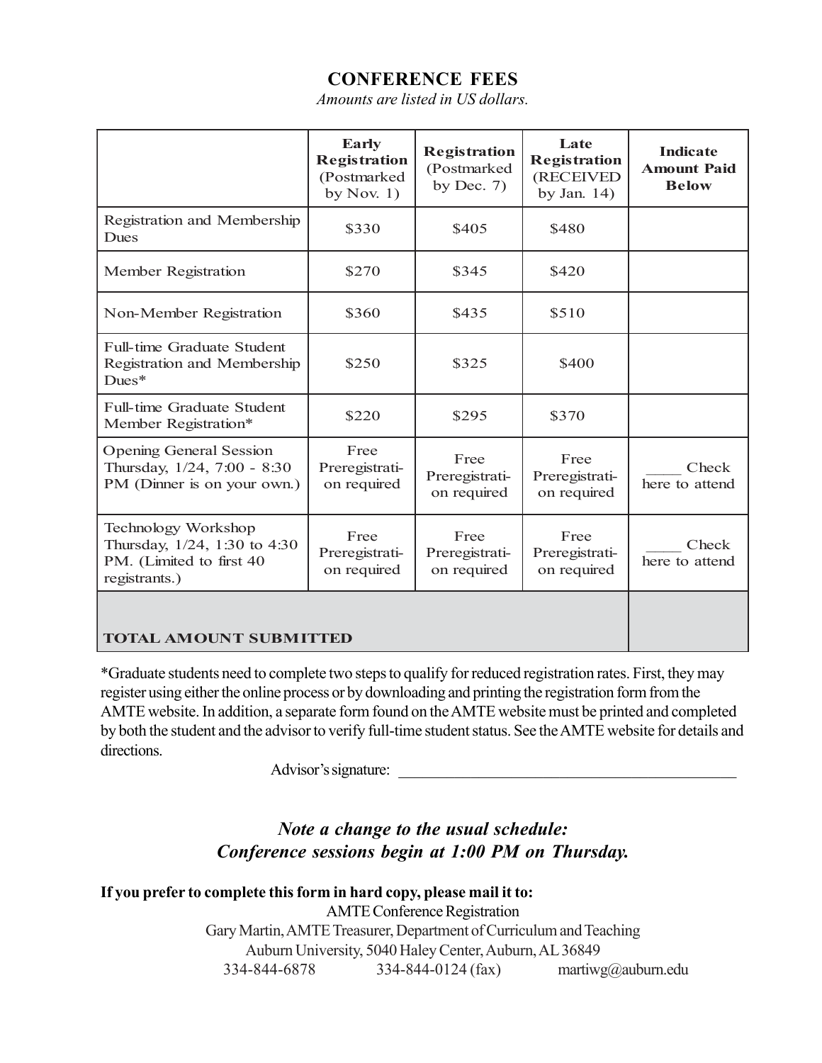## CONFERENCE FEES

*Amounts are listed in US dollars.*

| | **Early Registration** (Postmarked by Nov. 1) | **Registration** (Postmarked by Dec. 7) | **Late Registration** (RECEIVED by Jan. 14) | **Indicate Amount Paid Below** |
|---|---|---|---|---|
| Registration and Membership Dues | $330 | $405 | $480 | |
| Member Registration | $270 | $345 | $420 | |
| Non-Member Registration | $360 | $435 | $510 | |
| Full-time Graduate Student Registration and Membership Dues* | $250 | $325 | $400 | |
| Full-time Graduate Student Member Registration* | $220 | $295 | $370 | |
| Opening General Session Thursday, 1/24, 7:00 - 8:30 PM (Dinner is on your own.) | Free Preregistration required | Free Preregistration required | Free Preregistration required | ____ Check here to attend |
| Technology Workshop Thursday, 1/24, 1:30 to 4:30 PM. (Limited to first 40 registrants.) | Free Preregistration required | Free Preregistration required | Free Preregistration required | ____ Check here to attend |
| **TOTAL AMOUNT SUBMITTED** | | | | |

*Graduate students need to complete two steps to qualify for reduced registration rates. First, they may register using either the online process or by downloading and printing the registration form from the AMTE website. In addition, a separate form found on the AMTE website must be printed and completed by both the student and the advisor to verify full-time student status. See the AMTE website for details and directions.

Advisor's signature: ____________________________________________

***Note a change to the usual schedule:***
***Conference sessions begin at 1:00 PM on Thursday.***

**If you prefer to complete this form in hard copy, please mail it to:**

AMTE Conference Registration
Gary Martin, AMTE Treasurer, Department of Curriculum and Teaching
Auburn University, 5040 Haley Center, Auburn, AL 36849
334-844-6878 334-844-0124 (fax) martiwg@auburn.edu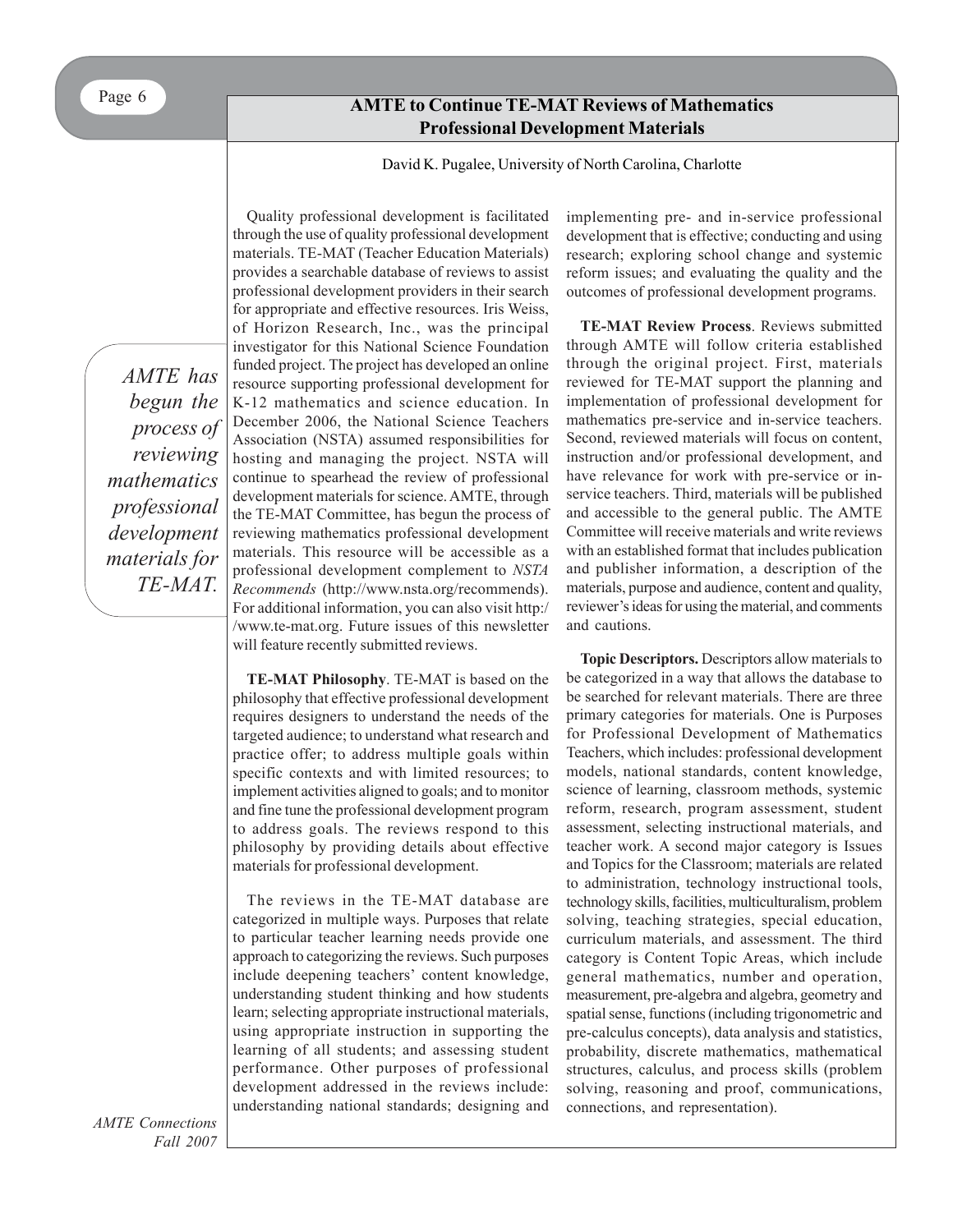# AMTE to Continue TE-MAT Reviews of Mathematics Professional Development Materials

David K. Pugalee, University of North Carolina, Charlotte

Quality professional development is facilitated through the use of quality professional development materials. TE-MAT (Teacher Education Materials) provides a searchable database of reviews to assist professional development providers in their search for appropriate and effective resources. Iris Weiss, of Horizon Research, Inc., was the principal investigator for this National Science Foundation funded project. The project has developed an online resource supporting professional development for K-12 mathematics and science education. In December 2006, the National Science Teachers Association (NSTA) assumed responsibilities for hosting and managing the project. NSTA will continue to spearhead the review of professional development materials for science. AMTE, through the TE-MAT Committee, has begun the process of reviewing mathematics professional development materials. This resource will be accessible as a professional development complement to *NSTA Recommends* (http://www.nsta.org/recommends). For additional information, you can also visit http://www.te-mat.org. Future issues of this newsletter will feature recently submitted reviews.

*AMTE has begun the process of reviewing mathematics professional development materials for TE-MAT.*

**TE-MAT Philosophy**. TE-MAT is based on the philosophy that effective professional development requires designers to understand the needs of the targeted audience; to understand what research and practice offer; to address multiple goals within specific contexts and with limited resources; to implement activities aligned to goals; and to monitor and fine tune the professional development program to address goals. The reviews respond to this philosophy by providing details about effective materials for professional development.

The reviews in the TE-MAT database are categorized in multiple ways. Purposes that relate to particular teacher learning needs provide one approach to categorizing the reviews. Such purposes include deepening teachers' content knowledge, understanding student thinking and how students learn; selecting appropriate instructional materials, using appropriate instruction in supporting the learning of all students; and assessing student performance. Other purposes of professional development addressed in the reviews include: understanding national standards; designing and implementing pre- and in-service professional development that is effective; conducting and using research; exploring school change and systemic reform issues; and evaluating the quality and the outcomes of professional development programs.

**TE-MAT Review Process**. Reviews submitted through AMTE will follow criteria established through the original project. First, materials reviewed for TE-MAT support the planning and implementation of professional development for mathematics pre-service and in-service teachers. Second, reviewed materials will focus on content, instruction and/or professional development, and have relevance for work with pre-service or in-service teachers. Third, materials will be published and accessible to the general public. The AMTE Committee will receive materials and write reviews with an established format that includes publication and publisher information, a description of the materials, purpose and audience, content and quality, reviewer's ideas for using the material, and comments and cautions.

**Topic Descriptors.** Descriptors allow materials to be categorized in a way that allows the database to be searched for relevant materials. There are three primary categories for materials. One is Purposes for Professional Development of Mathematics Teachers, which includes: professional development models, national standards, content knowledge, science of learning, classroom methods, systemic reform, research, program assessment, student assessment, selecting instructional materials, and teacher work. A second major category is Issues and Topics for the Classroom; materials are related to administration, technology instructional tools, technology skills, facilities, multiculturalism, problem solving, teaching strategies, special education, curriculum materials, and assessment. The third category is Content Topic Areas, which include general mathematics, number and operation, measurement, pre-algebra and algebra, geometry and spatial sense, functions (including trigonometric and pre-calculus concepts), data analysis and statistics, probability, discrete mathematics, mathematical structures, calculus, and process skills (problem solving, reasoning and proof, communications, connections, and representation).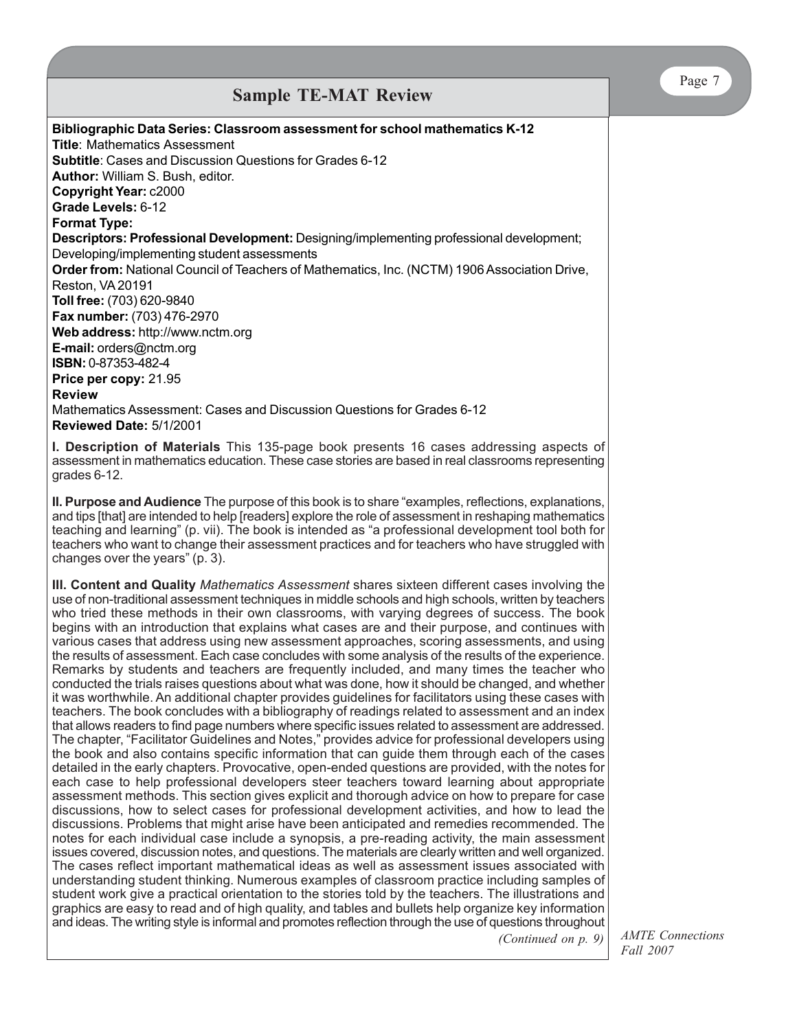## Sample TE-MAT Review

**Bibliographic Data Series: Classroom assessment for school mathematics K-12**
**Title**: Mathematics Assessment
**Subtitle**: Cases and Discussion Questions for Grades 6-12
**Author:** William S. Bush, editor.
**Copyright Year:** c2000
**Grade Levels:** 6-12
**Format Type:**
**Descriptors: Professional Development:** Designing/implementing professional development; Developing/implementing student assessments
**Order from:** National Council of Teachers of Mathematics, Inc. (NCTM) 1906 Association Drive, Reston, VA 20191
**Toll free:** (703) 620-9840
**Fax number:** (703) 476-2970
**Web address:** http://www.nctm.org
**E-mail:** orders@nctm.org
**ISBN:** 0-87353-482-4
**Price per copy:** 21.95
**Review**
Mathematics Assessment: Cases and Discussion Questions for Grades 6-12
**Reviewed Date:** 5/1/2001

**I. Description of Materials** This 135-page book presents 16 cases addressing aspects of assessment in mathematics education. These case stories are based in real classrooms representing grades 6-12.

**II. Purpose and Audience** The purpose of this book is to share "examples, reflections, explanations, and tips [that] are intended to help [readers] explore the role of assessment in reshaping mathematics teaching and learning" (p. vii). The book is intended as "a professional development tool both for teachers who want to change their assessment practices and for teachers who have struggled with changes over the years" (p. 3).

**III. Content and Quality** *Mathematics Assessment* shares sixteen different cases involving the use of non-traditional assessment techniques in middle schools and high schools, written by teachers who tried these methods in their own classrooms, with varying degrees of success. The book begins with an introduction that explains what cases are and their purpose, and continues with various cases that address using new assessment approaches, scoring assessments, and using the results of assessment. Each case concludes with some analysis of the results of the experience. Remarks by students and teachers are frequently included, and many times the teacher who conducted the trials raises questions about what was done, how it should be changed, and whether it was worthwhile. An additional chapter provides guidelines for facilitators using these cases with teachers. The book concludes with a bibliography of readings related to assessment and an index that allows readers to find page numbers where specific issues related to assessment are addressed. The chapter, "Facilitator Guidelines and Notes," provides advice for professional developers using the book and also contains specific information that can guide them through each of the cases detailed in the early chapters. Provocative, open-ended questions are provided, with the notes for each case to help professional developers steer teachers toward learning about appropriate assessment methods. This section gives explicit and thorough advice on how to prepare for case discussions, how to select cases for professional development activities, and how to lead the discussions. Problems that might arise have been anticipated and remedies recommended. The notes for each individual case include a synopsis, a pre-reading activity, the main assessment issues covered, discussion notes, and questions. The materials are clearly written and well organized. The cases reflect important mathematical ideas as well as assessment issues associated with understanding student thinking. Numerous examples of classroom practice including samples of student work give a practical orientation to the stories told by the teachers. The illustrations and graphics are easy to read and of high quality, and tables and bullets help organize key information and ideas. The writing style is informal and promotes reflection through the use of questions throughout

*(Continued on p. 9)*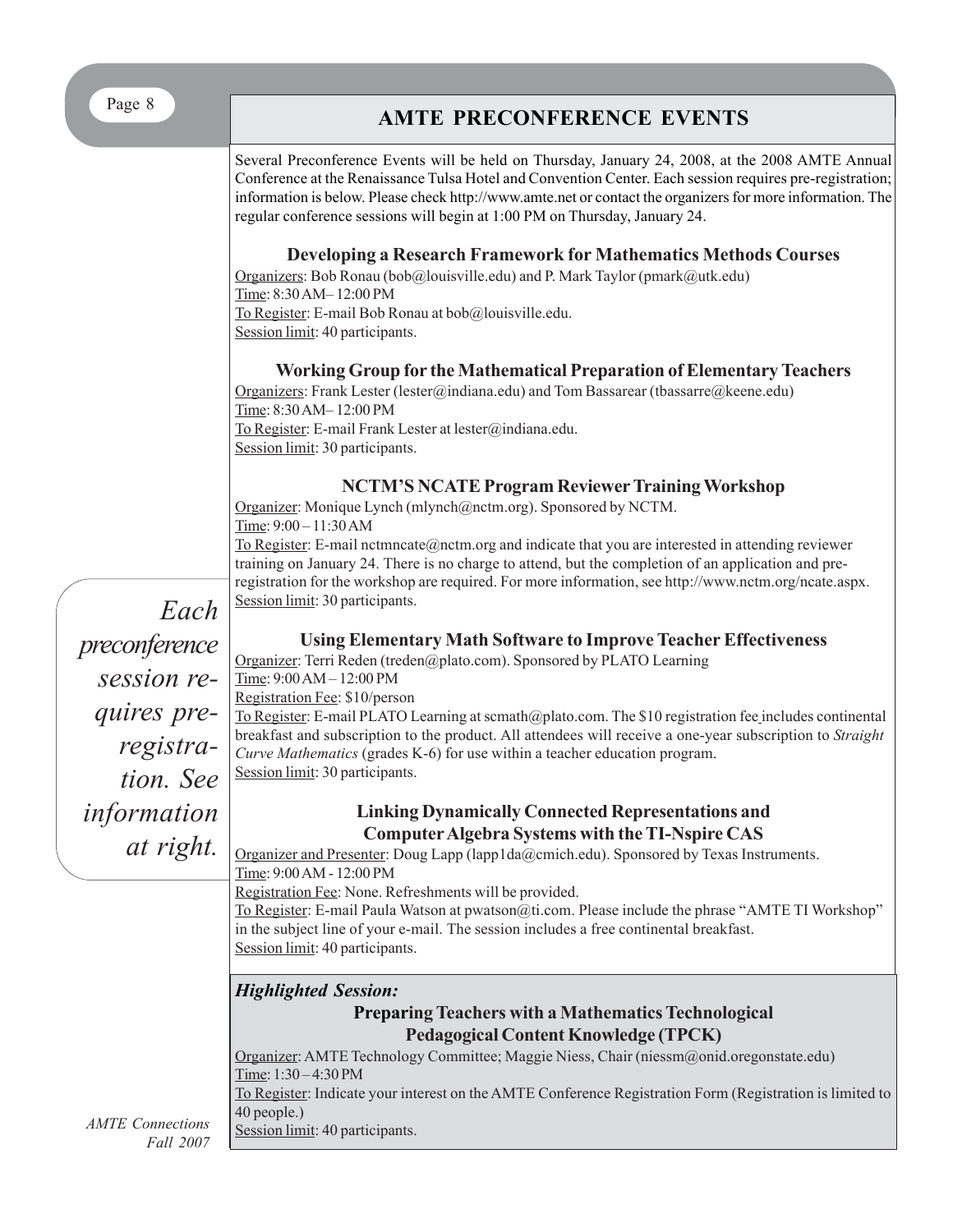# AMTE PRECONFERENCE EVENTS

Several Preconference Events will be held on Thursday, January 24, 2008, at the 2008 AMTE Annual Conference at the Renaissance Tulsa Hotel and Convention Center. Each session requires pre-registration; information is below. Please check http://www.amte.net or contact the organizers for more information. The regular conference sessions will begin at 1:00 PM on Thursday, January 24.

> *Each preconference session requires pre-registration. See information at right.*

### Developing a Research Framework for Mathematics Methods Courses

Organizers: Bob Ronau (bob@louisville.edu) and P. Mark Taylor (pmark@utk.edu)
Time: 8:30 AM– 12:00 PM
To Register: E-mail Bob Ronau at bob@louisville.edu.
Session limit: 40 participants.

### Working Group for the Mathematical Preparation of Elementary Teachers

Organizers: Frank Lester (lester@indiana.edu) and Tom Bassarear (tbassarre@keene.edu)
Time: 8:30 AM– 12:00 PM
To Register: E-mail Frank Lester at lester@indiana.edu.
Session limit: 30 participants.

### NCTM'S NCATE Program Reviewer Training Workshop

Organizer: Monique Lynch (mlynch@nctm.org). Sponsored by NCTM.
Time: 9:00 – 11:30 AM
To Register: E-mail nctmncate@nctm.org and indicate that you are interested in attending reviewer training on January 24. There is no charge to attend, but the completion of an application and pre-registration for the workshop are required. For more information, see http://www.nctm.org/ncate.aspx.
Session limit: 30 participants.

### Using Elementary Math Software to Improve Teacher Effectiveness

Organizer: Terri Reden (treden@plato.com). Sponsored by PLATO Learning
Time: 9:00 AM – 12:00 PM
Registration Fee: $10/person
To Register: E-mail PLATO Learning at scmath@plato.com. The $10 registration fee includes continental breakfast and subscription to the product. All attendees will receive a one-year subscription to *Straight Curve Mathematics* (grades K-6) for use within a teacher education program.
Session limit: 30 participants.

### Linking Dynamically Connected Representations and Computer Algebra Systems with the TI-Nspire CAS

Organizer and Presenter: Doug Lapp (lapp1da@cmich.edu). Sponsored by Texas Instruments.
Time: 9:00 AM - 12:00 PM
Registration Fee: None. Refreshments will be provided.
To Register: E-mail Paula Watson at pwatson@ti.com. Please include the phrase "AMTE TI Workshop" in the subject line of your e-mail. The session includes a free continental breakfast.
Session limit: 40 participants.

***Highlighted Session:***

### Preparing Teachers with a Mathematics Technological Pedagogical Content Knowledge (TPCK)

Organizer: AMTE Technology Committee; Maggie Niess, Chair (niessm@onid.oregonstate.edu)
Time: 1:30 – 4:30 PM
To Register: Indicate your interest on the AMTE Conference Registration Form (Registration is limited to 40 people.)
Session limit: 40 participants.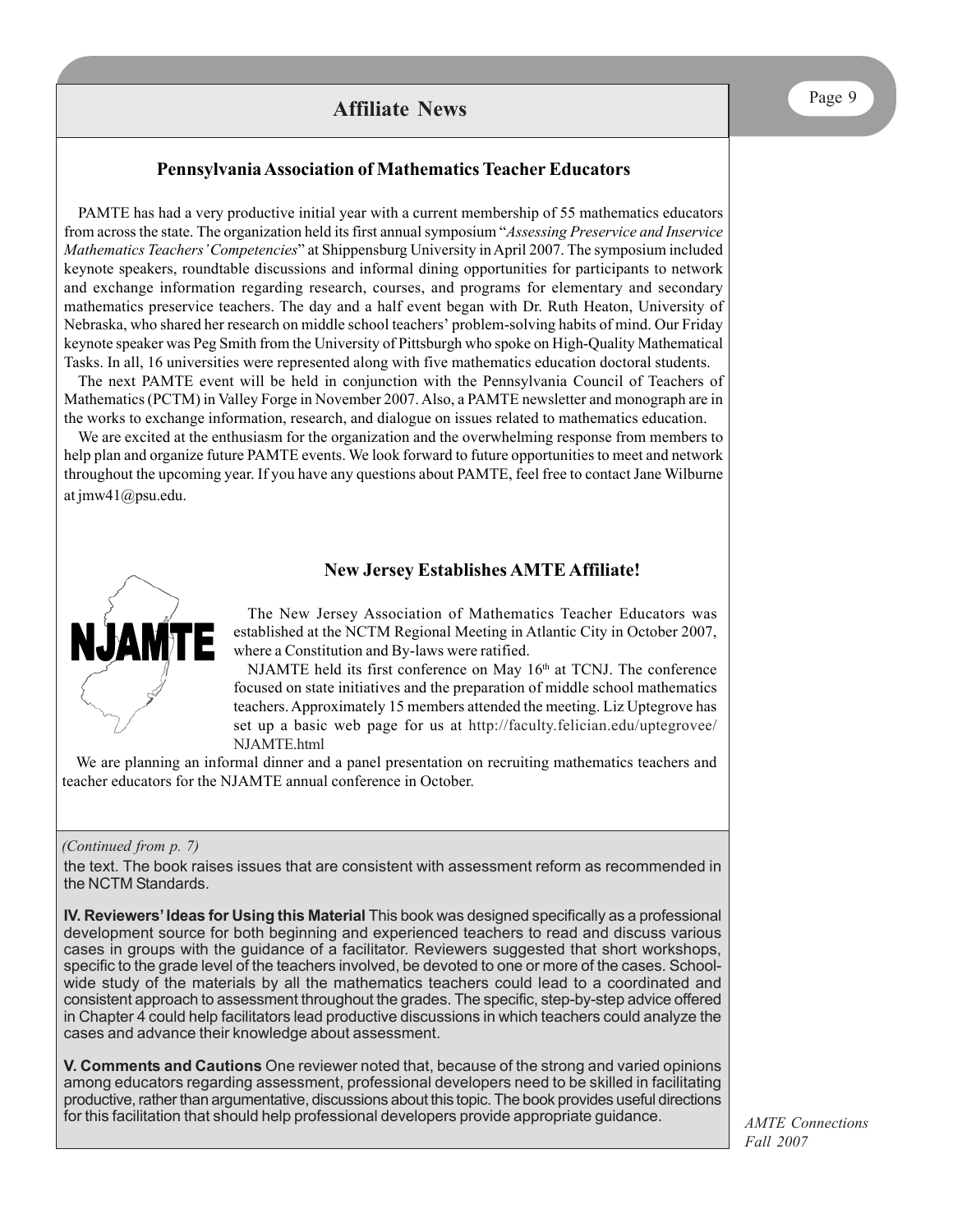# Affiliate News

## Pennsylvania Association of Mathematics Teacher Educators

PAMTE has had a very productive initial year with a current membership of 55 mathematics educators from across the state. The organization held its first annual symposium "*Assessing Preservice and Inservice Mathematics Teachers' Competencies*" at Shippensburg University in April 2007. The symposium included keynote speakers, roundtable discussions and informal dining opportunities for participants to network and exchange information regarding research, courses, and programs for elementary and secondary mathematics preservice teachers. The day and a half event began with Dr. Ruth Heaton, University of Nebraska, who shared her research on middle school teachers' problem-solving habits of mind. Our Friday keynote speaker was Peg Smith from the University of Pittsburgh who spoke on High-Quality Mathematical Tasks. In all, 16 universities were represented along with five mathematics education doctoral students.

The next PAMTE event will be held in conjunction with the Pennsylvania Council of Teachers of Mathematics (PCTM) in Valley Forge in November 2007. Also, a PAMTE newsletter and monograph are in the works to exchange information, research, and dialogue on issues related to mathematics education.

We are excited at the enthusiasm for the organization and the overwhelming response from members to help plan and organize future PAMTE events. We look forward to future opportunities to meet and network throughout the upcoming year. If you have any questions about PAMTE, feel free to contact Jane Wilburne at jmw41@psu.edu.

## New Jersey Establishes AMTE Affiliate!

NJAMTE

The New Jersey Association of Mathematics Teacher Educators was established at the NCTM Regional Meeting in Atlantic City in October 2007, where a Constitution and By-laws were ratified.

NJAMTE held its first conference on May 16th at TCNJ. The conference focused on state initiatives and the preparation of middle school mathematics teachers. Approximately 15 members attended the meeting. Liz Uptegrove has set up a basic web page for us at http://faculty.felician.edu/uptegrovee/NJAMTE.html

We are planning an informal dinner and a panel presentation on recruiting mathematics teachers and teacher educators for the NJAMTE annual conference in October.

*(Continued from p. 7)*

the text. The book raises issues that are consistent with assessment reform as recommended in the NCTM Standards.

**IV. Reviewers' Ideas for Using this Material** This book was designed specifically as a professional development source for both beginning and experienced teachers to read and discuss various cases in groups with the guidance of a facilitator. Reviewers suggested that short workshops, specific to the grade level of the teachers involved, be devoted to one or more of the cases. School-wide study of the materials by all the mathematics teachers could lead to a coordinated and consistent approach to assessment throughout the grades. The specific, step-by-step advice offered in Chapter 4 could help facilitators lead productive discussions in which teachers could analyze the cases and advance their knowledge about assessment.

**V. Comments and Cautions** One reviewer noted that, because of the strong and varied opinions among educators regarding assessment, professional developers need to be skilled in facilitating productive, rather than argumentative, discussions about this topic. The book provides useful directions for this facilitation that should help professional developers provide appropriate guidance.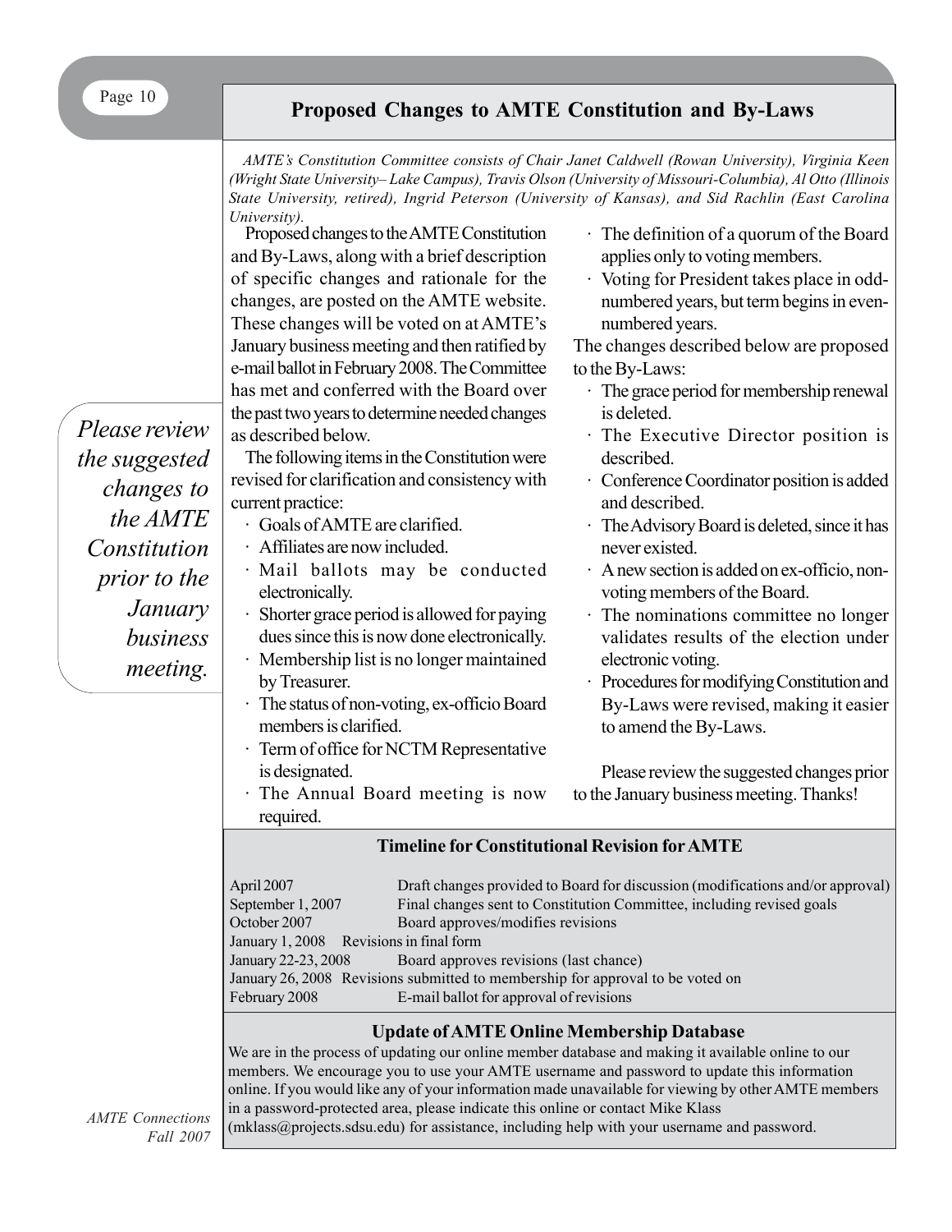# Proposed Changes to AMTE Constitution and By-Laws

*AMTE's Constitution Committee consists of Chair Janet Caldwell (Rowan University), Virginia Keen (Wright State University– Lake Campus), Travis Olson (University of Missouri-Columbia), Al Otto (Illinois State University, retired), Ingrid Peterson (University of Kansas), and Sid Rachlin (East Carolina University).*

*Please review the suggested changes to the AMTE Constitution prior to the January business meeting.*

Proposed changes to the AMTE Constitution and By-Laws, along with a brief description of specific changes and rationale for the changes, are posted on the AMTE website. These changes will be voted on at AMTE's January business meeting and then ratified by e-mail ballot in February 2008. The Committee has met and conferred with the Board over the past two years to determine needed changes as described below.

The following items in the Constitution were revised for clarification and consistency with current practice:

- Goals of AMTE are clarified.
- Affiliates are now included.
- Mail ballots may be conducted electronically.
- Shorter grace period is allowed for paying dues since this is now done electronically.
- Membership list is no longer maintained by Treasurer.
- The status of non-voting, ex-officio Board members is clarified.
- Term of office for NCTM Representative is designated.
- The Annual Board meeting is now required.
- The definition of a quorum of the Board applies only to voting members.
- Voting for President takes place in odd-numbered years, but term begins in even-numbered years.

The changes described below are proposed to the By-Laws:

- The grace period for membership renewal is deleted.
- The Executive Director position is described.
- Conference Coordinator position is added and described.
- The Advisory Board is deleted, since it has never existed.
- A new section is added on ex-officio, non-voting members of the Board.
- The nominations committee no longer validates results of the election under electronic voting.
- Procedures for modifying Constitution and By-Laws were revised, making it easier to amend the By-Laws.

Please review the suggested changes prior to the January business meeting. Thanks!

## Timeline for Constitutional Revision for AMTE

| Date | Action |
|---|---|
| April 2007 | Draft changes provided to Board for discussion (modifications and/or approval) |
| September 1, 2007 | Final changes sent to Constitution Committee, including revised goals |
| October 2007 | Board approves/modifies revisions |
| January 1, 2008 | Revisions in final form |
| January 22-23, 2008 | Board approves revisions (last chance) |
| January 26, 2008 | Revisions submitted to membership for approval to be voted on |
| February 2008 | E-mail ballot for approval of revisions |

## Update of AMTE Online Membership Database

We are in the process of updating our online member database and making it available online to our members. We encourage you to use your AMTE username and password to update this information online. If you would like any of your information made unavailable for viewing by other AMTE members in a password-protected area, please indicate this online or contact Mike Klass (mklass@projects.sdsu.edu) for assistance, including help with your username and password.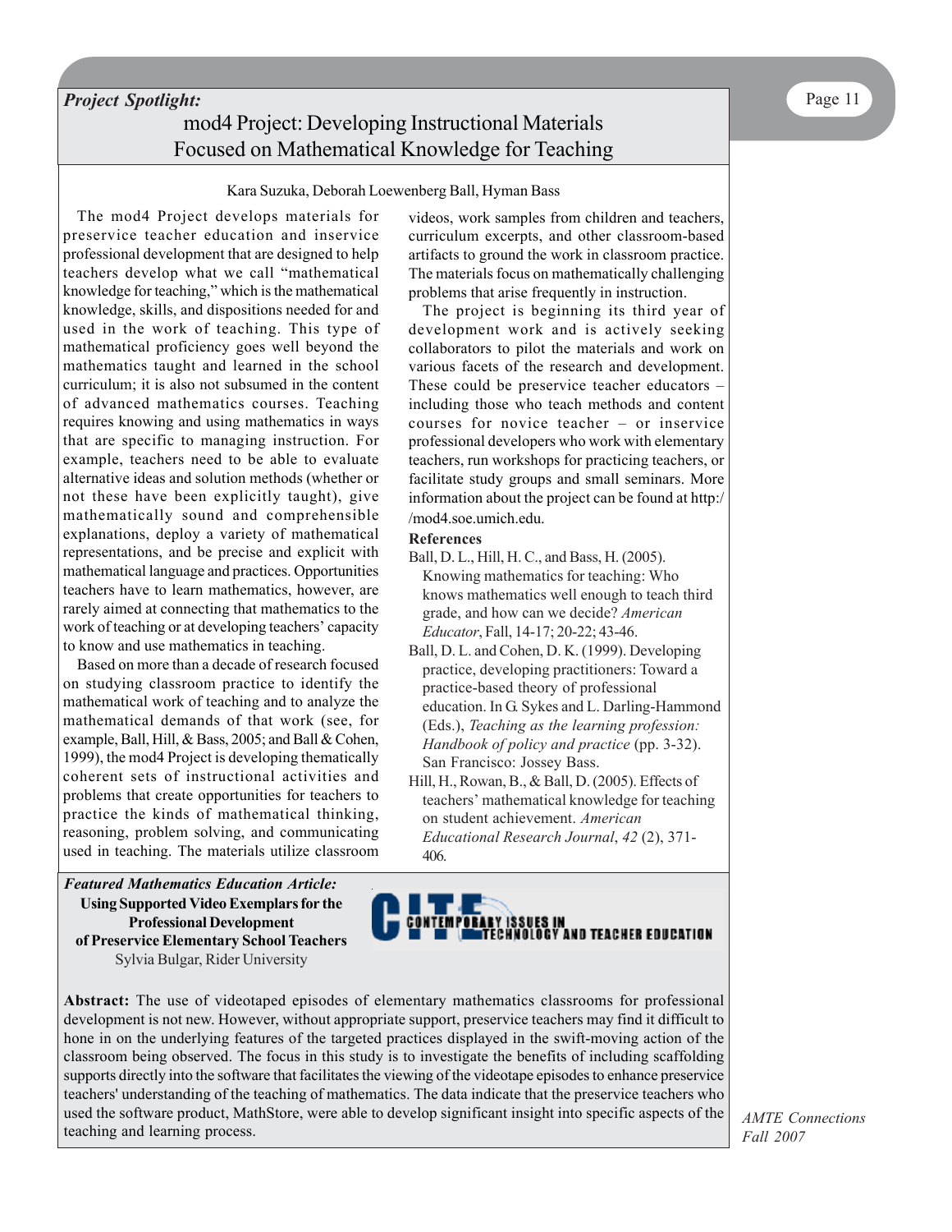*Project Spotlight:*

# mod4 Project: Developing Instructional Materials Focused on Mathematical Knowledge for Teaching

Kara Suzuka, Deborah Loewenberg Ball, Hyman Bass

The mod4 Project develops materials for preservice teacher education and inservice professional development that are designed to help teachers develop what we call "mathematical knowledge for teaching," which is the mathematical knowledge, skills, and dispositions needed for and used in the work of teaching. This type of mathematical proficiency goes well beyond the mathematics taught and learned in the school curriculum; it is also not subsumed in the content of advanced mathematics courses. Teaching requires knowing and using mathematics in ways that are specific to managing instruction. For example, teachers need to be able to evaluate alternative ideas and solution methods (whether or not these have been explicitly taught), give mathematically sound and comprehensible explanations, deploy a variety of mathematical representations, and be precise and explicit with mathematical language and practices. Opportunities teachers have to learn mathematics, however, are rarely aimed at connecting that mathematics to the work of teaching or at developing teachers' capacity to know and use mathematics in teaching.

Based on more than a decade of research focused on studying classroom practice to identify the mathematical work of teaching and to analyze the mathematical demands of that work (see, for example, Ball, Hill, & Bass, 2005; and Ball & Cohen, 1999), the mod4 Project is developing thematically coherent sets of instructional activities and problems that create opportunities for teachers to practice the kinds of mathematical thinking, reasoning, problem solving, and communicating used in teaching. The materials utilize classroom videos, work samples from children and teachers, curriculum excerpts, and other classroom-based artifacts to ground the work in classroom practice. The materials focus on mathematically challenging problems that arise frequently in instruction.

The project is beginning its third year of development work and is actively seeking collaborators to pilot the materials and work on various facets of the research and development. These could be preservice teacher educators – including those who teach methods and content courses for novice teacher – or inservice professional developers who work with elementary teachers, run workshops for practicing teachers, or facilitate study groups and small seminars. More information about the project can be found at http://mod4.soe.umich.edu.

**References**

Ball, D. L., Hill, H. C., and Bass, H. (2005). Knowing mathematics for teaching: Who knows mathematics well enough to teach third grade, and how can we decide? *American Educator*, Fall, 14-17; 20-22; 43-46.

Ball, D. L. and Cohen, D. K. (1999). Developing practice, developing practitioners: Toward a practice-based theory of professional education. In G. Sykes and L. Darling-Hammond (Eds.), *Teaching as the learning profession: Handbook of policy and practice* (pp. 3-32). San Francisco: Jossey Bass.

Hill, H., Rowan, B., & Ball, D. (2005). Effects of teachers' mathematical knowledge for teaching on student achievement. *American Educational Research Journal*, *42* (2), 371-406.

***Featured Mathematics Education Article:***

**Using Supported Video Exemplars for the Professional Development of Preservice Elementary School Teachers**

Sylvia Bulgar, Rider University

CITE — CONTEMPORARY ISSUES IN TECHNOLOGY AND TEACHER EDUCATION

**Abstract:** The use of videotaped episodes of elementary mathematics classrooms for professional development is not new. However, without appropriate support, preservice teachers may find it difficult to hone in on the underlying features of the targeted practices displayed in the swift-moving action of the classroom being observed. The focus in this study is to investigate the benefits of including scaffolding supports directly into the software that facilitates the viewing of the videotape episodes to enhance preservice teachers' understanding of the teaching of mathematics. The data indicate that the preservice teachers who used the software product, MathStore, were able to develop significant insight into specific aspects of the teaching and learning process.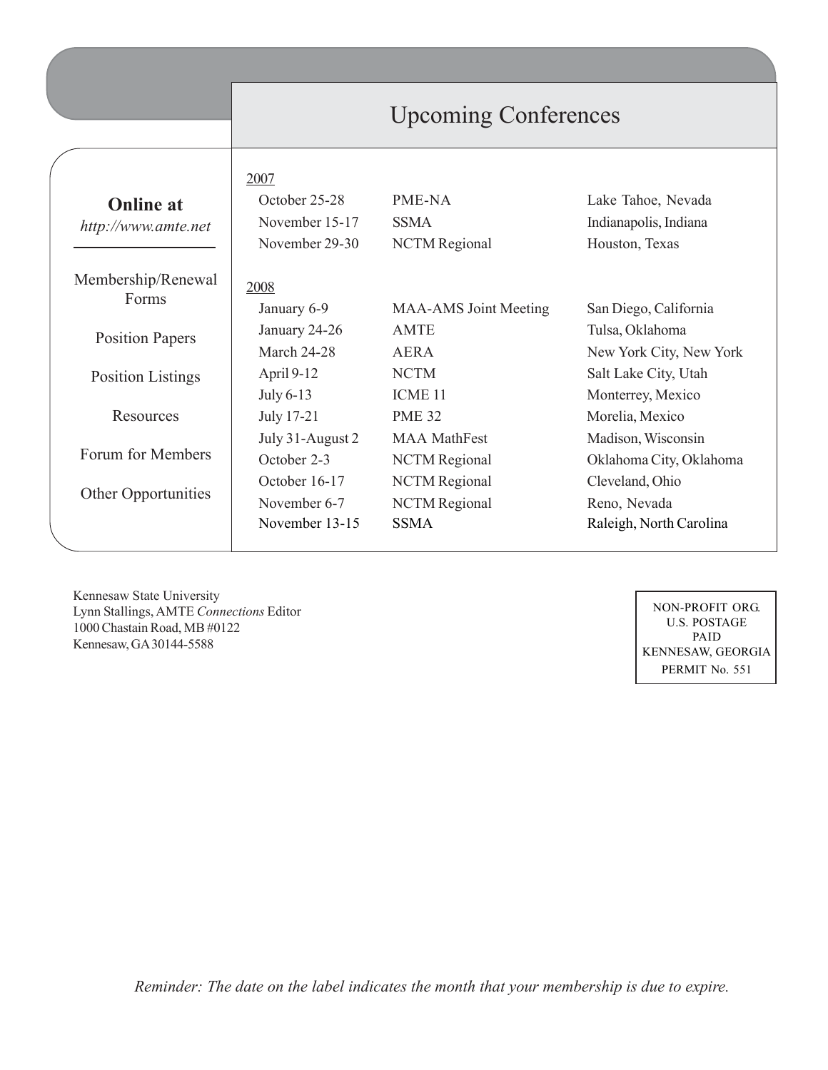## Upcoming Conferences

**Online at**
*http://www.amte.net*

Membership/Renewal Forms

Position Papers

Position Listings

Resources

Forum for Members

Other Opportunities

| | | |
|---|---|---|
| 2007 | | |
| October 25-28 | PME-NA | Lake Tahoe, Nevada |
| November 15-17 | SSMA | Indianapolis, Indiana |
| November 29-30 | NCTM Regional | Houston, Texas |
| 2008 | | |
| January 6-9 | MAA-AMS Joint Meeting | San Diego, California |
| January 24-26 | AMTE | Tulsa, Oklahoma |
| March 24-28 | AERA | New York City, New York |
| April 9-12 | NCTM | Salt Lake City, Utah |
| July 6-13 | ICME 11 | Monterrey, Mexico |
| July 17-21 | PME 32 | Morelia, Mexico |
| July 31-August 2 | MAA MathFest | Madison, Wisconsin |
| October 2-3 | NCTM Regional | Oklahoma City, Oklahoma |
| October 16-17 | NCTM Regional | Cleveland, Ohio |
| November 6-7 | NCTM Regional | Reno, Nevada |
| November 13-15 | SSMA | Raleigh, North Carolina |

Kennesaw State University
Lynn Stallings, AMTE *Connections* Editor
1000 Chastain Road, MB #0122
Kennesaw, GA 30144-5588

NON-PROFIT ORG.
U.S. POSTAGE
PAID
KENNESAW, GEORGIA
PERMIT No. 551

*Reminder: The date on the label indicates the month that your membership is due to expire.*